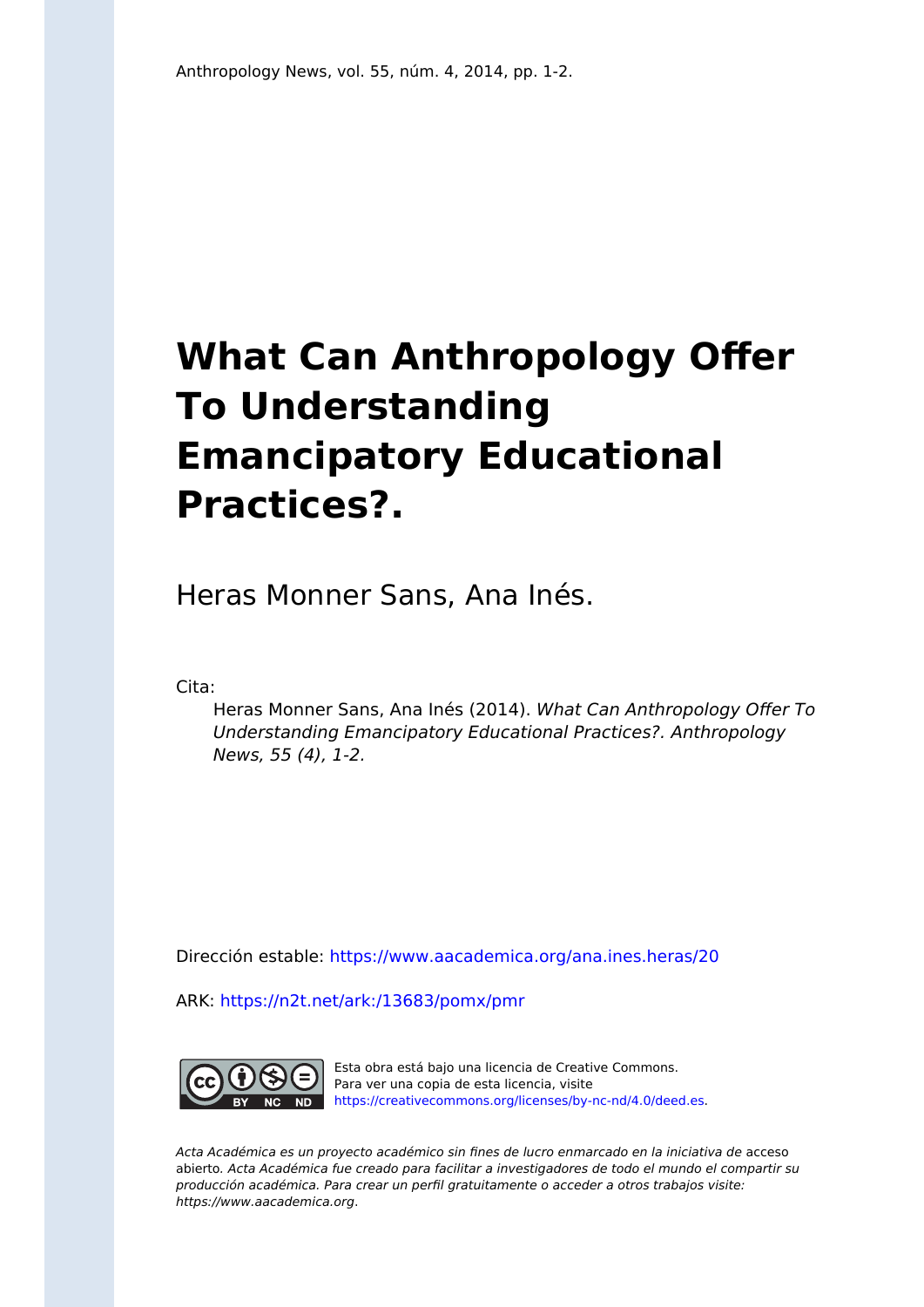Anthropology News, vol. 55, núm. 4, 2014, pp. 1-2.

# What Can Anthropology Offer To Understanding Emancipatory Educational Practices?.

Heras Monner Sans, Ana Inés.

Cita:

Heras Monner Sans, Ana Inés (2014). *What Can Anthropology Offer To Understanding Emancipatory Educational Practices?. Anthropology News, 55 (4), 1-2.*

Dirección estable: https://www.aacademica.org/ana.ines.heras/20

ARK: https://n2t.net/ark:/13683/pomx/pmr

Esta obra está bajo una licencia de Creative Commons.
Para ver una copia de esta licencia, visite https://creativecommons.org/licenses/by-nc-nd/4.0/deed.es.

*Acta Académica es un proyecto académico sin fines de lucro enmarcado en la iniciativa de* acceso abierto. *Acta Académica fue creado para facilitar a investigadores de todo el mundo el compartir su producción académica. Para crear un perfil gratuitamente o acceder a otros trabajos visite: https://www.aacademica.org.*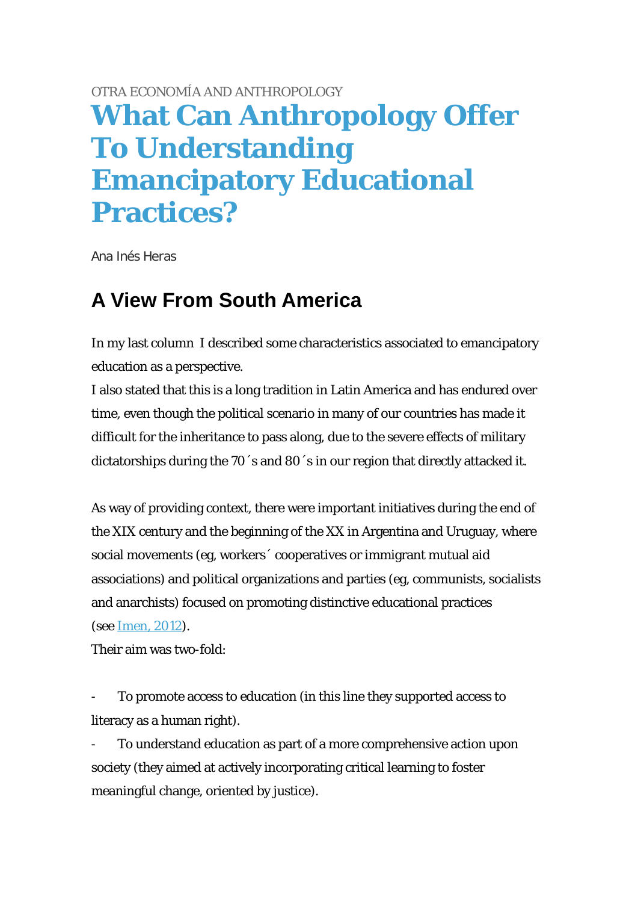OTRA ECONOMÍA AND ANTHROPOLOGY

# What Can Anthropology Offer To Understanding Emancipatory Educational Practices?

Ana Inés Heras

## A View From South America

In my last column  I described some characteristics associated to emancipatory education as a perspective.
I also stated that this is a long tradition in Latin America and has endured over time, even though the political scenario in many of our countries has made it difficult for the inheritance to pass along, due to the severe effects of military dictatorships during the 70´s and 80´s in our region that directly attacked it.

As way of providing context, there were important initiatives during the end of the XIX century and the beginning of the XX in Argentina and Uruguay, where social movements (eg, workers´ cooperatives or immigrant mutual aid associations) and political organizations and parties (eg, communists, socialists and anarchists) focused on promoting distinctive educational practices (see Imen, 2012).
Their aim was two-fold:

- To promote access to education (in this line they supported access to literacy as a human right).
- To understand education as part of a more comprehensive action upon society (they aimed at actively incorporating critical learning to foster meaningful change, oriented by justice).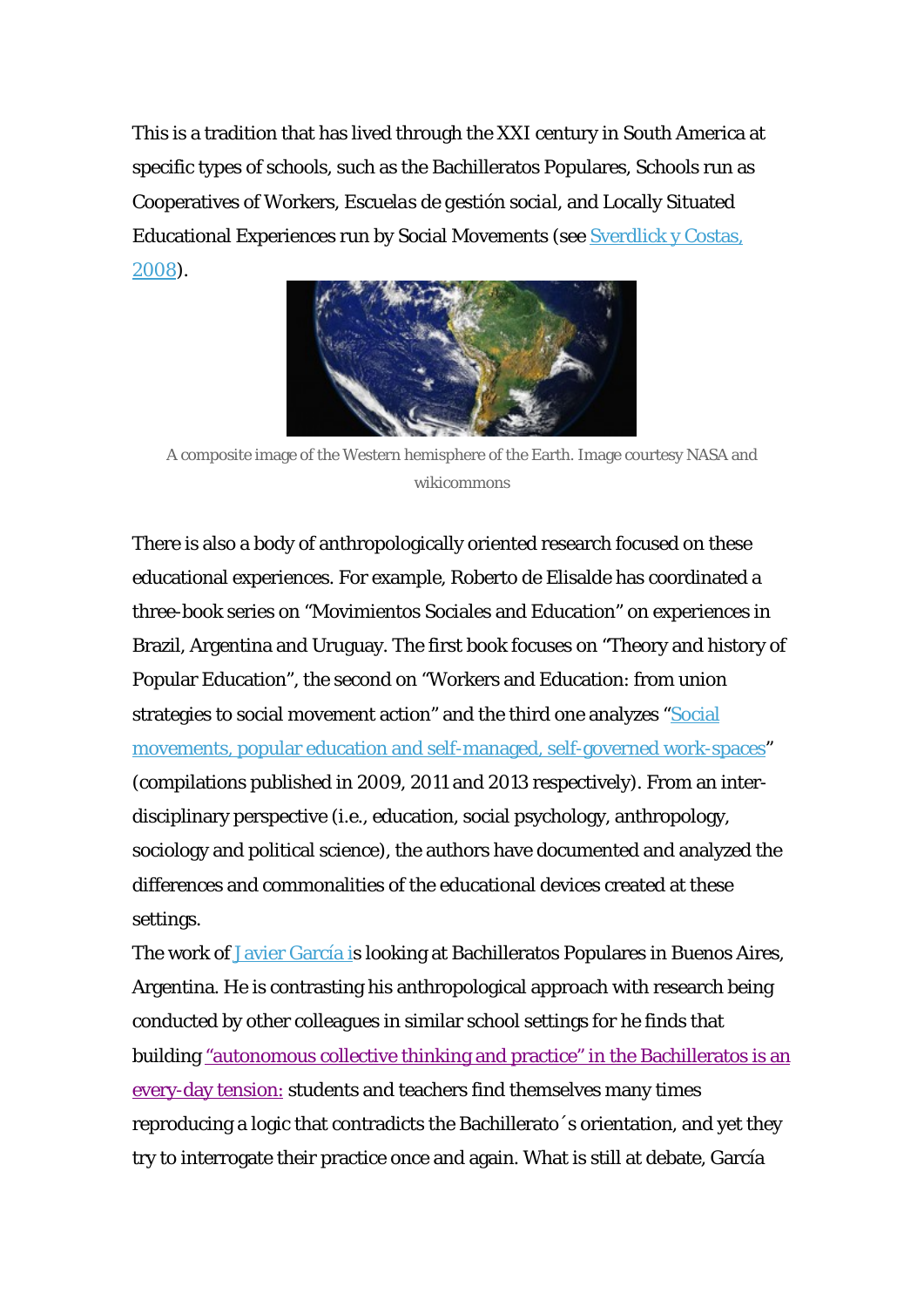This is a tradition that has lived through the XXI century in South America at specific types of schools, such as the Bachilleratos Populares, Schools run as Cooperatives of Workers, Escuelas de gestión social, and Locally Situated Educational Experiences run by Social Movements (see Sverdlick y Costas, 2008).

A composite image of the Western hemisphere of the Earth. Image courtesy NASA and wikicommons

There is also a body of anthropologically oriented research focused on these educational experiences. For example, Roberto de Elisalde has coordinated a three-book series on "Movimientos Sociales and Education" on experiences in Brazil, Argentina and Uruguay. The first book focuses on "Theory and history of Popular Education", the second on "Workers and Education: from union strategies to social movement action" and the third one analyzes "Social movements, popular education and self-managed, self-governed work-spaces" (compilations published in 2009, 2011 and 2013 respectively). From an inter-disciplinary perspective (i.e., education, social psychology, anthropology, sociology and political science), the authors have documented and analyzed the differences and commonalities of the educational devices created at these settings.

The work of Javier García is looking at Bachilleratos Populares in Buenos Aires, Argentina. He is contrasting his anthropological approach with research being conducted by other colleagues in similar school settings for he finds that building "autonomous collective thinking and practice" in the Bachilleratos is an every-day tension: students and teachers find themselves many times reproducing a logic that contradicts the Bachillerato´s orientation, and yet they try to interrogate their practice once and again. What is still at debate, García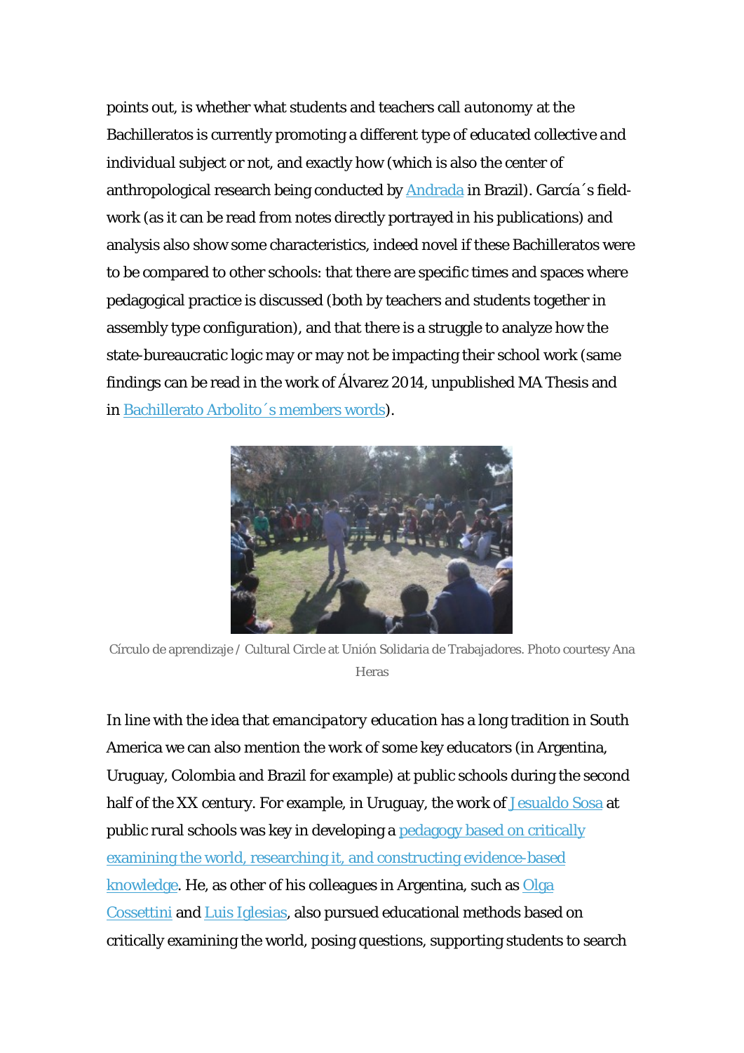points out, is whether what students and teachers call *autonomy* at the Bachilleratos is currently promoting a different type of *educated collective and individual subject* or not, and exactly how (which is also the center of anthropological research being conducted by Andrada in Brazil). García´s field-work (as it can be read from notes directly portrayed in his publications) and analysis also show some characteristics, indeed novel if these Bachilleratos were to be compared to other schools: that there are specific times and spaces where pedagogical practice is discussed (both by teachers and students together in assembly type configuration), and that there is a struggle to analyze how the state-bureaucratic logic may or may not be impacting their school work (same findings can be read in the work of Álvarez 2014, unpublished MA Thesis and in Bachillerato Arbolito´s members words).

Círculo de aprendizaje / Cultural Circle at Unión Solidaria de Trabajadores. Photo courtesy Ana Heras

In line with the idea that *emancipatory education* has a long tradition in South America we can also mention the work of some key educators (in Argentina, Uruguay, Colombia and Brazil for example) at public schools during the second half of the XX century. For example, in Uruguay, the work of Jesualdo Sosa at public rural schools was key in developing a pedagogy based on critically examining the world, researching it, and constructing evidence-based knowledge. He, as other of his colleagues in Argentina, such as Olga Cossettini and Luis Iglesias, also pursued educational methods based on critically examining the world, posing questions, supporting students to search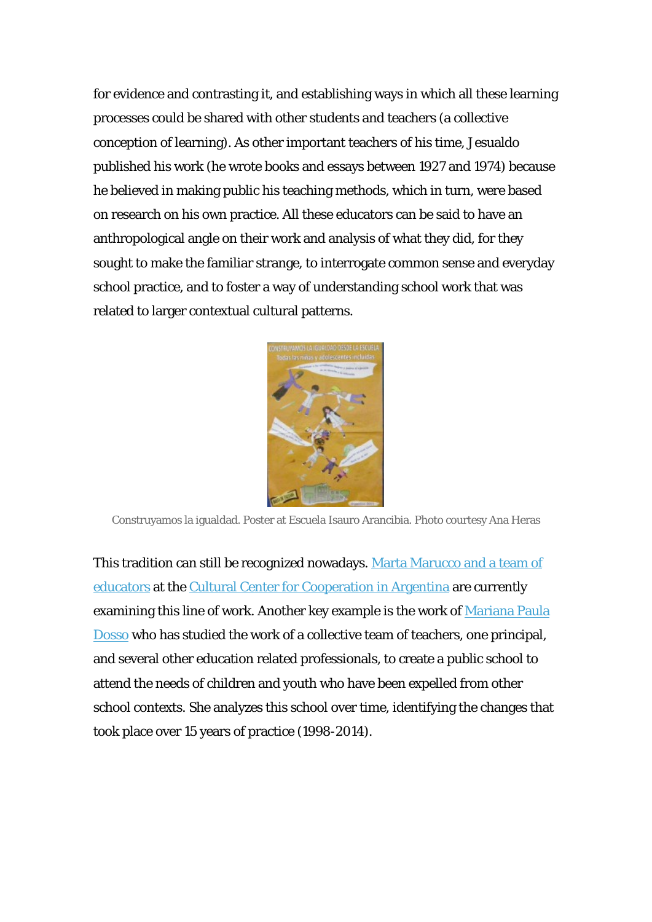for evidence and contrasting it, and establishing ways in which all these learning processes could be shared with other students and teachers (a collective conception of learning). As other important teachers of his time, Jesualdo published his work (he wrote books and essays between 1927 and 1974) because he believed in making public his teaching methods, which in turn, were based on research on his own practice. All these educators can be said to have an anthropological angle on their work and analysis of what they did, for they sought to make the familiar strange, to interrogate common sense and everyday school practice, and to foster a way of understanding school work that was related to larger contextual cultural patterns.

Construyamos la igualdad. Poster at Escuela Isauro Arancibia. Photo courtesy Ana Heras

This tradition can still be recognized nowadays. Marta Marucco and a team of educators at the Cultural Center for Cooperation in Argentina are currently examining this line of work. Another key example is the work of Mariana Paula Dosso who has studied the work of a collective team of teachers, one principal, and several other education related professionals, to create a public school to attend the needs of children and youth who have been expelled from other school contexts. She analyzes this school over time, identifying the changes that took place over 15 years of practice (1998-2014).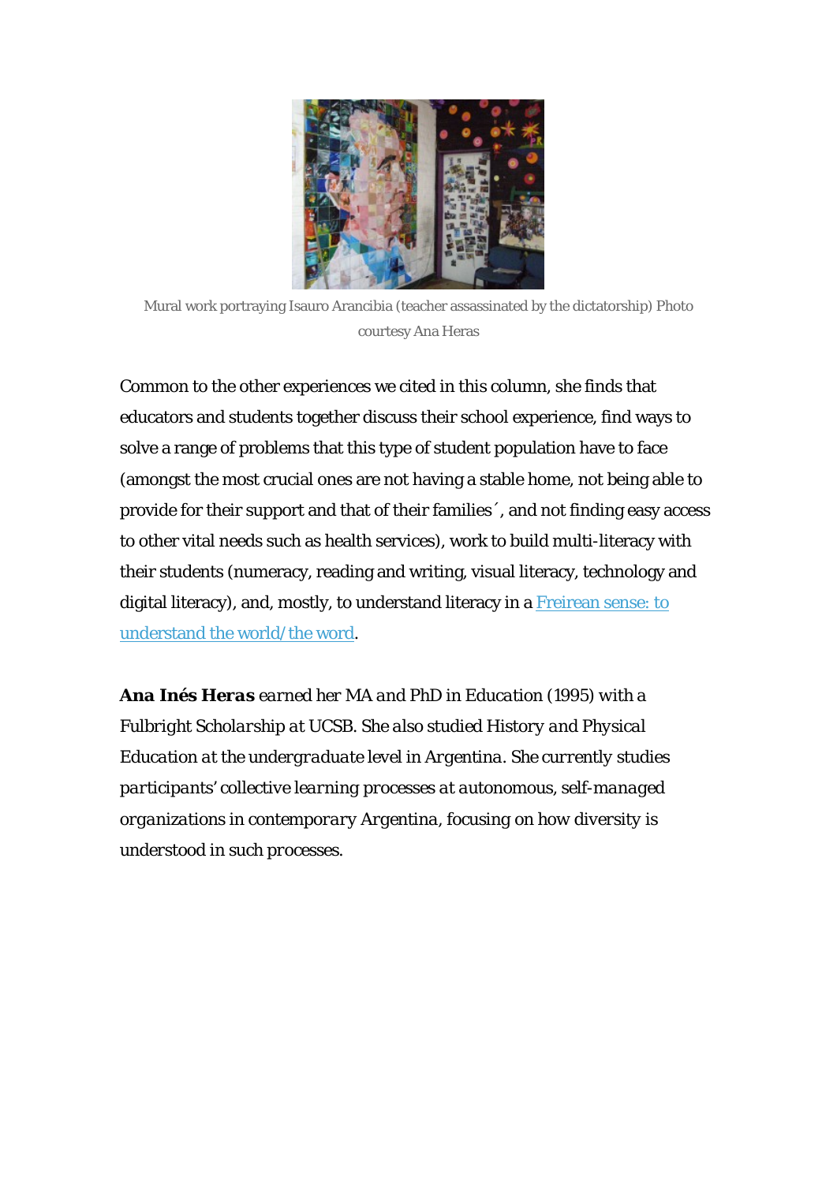Mural work portraying Isauro Arancibia (teacher assassinated by the dictatorship) Photo courtesy Ana Heras

Common to the other experiences we cited in this column, she finds that educators and students together discuss their school experience, find ways to solve a range of problems that this type of student population have to face (amongst the most crucial ones are not having a stable home, not being able to provide for their support and that of their families´, and not finding easy access to other vital needs such as health services), work to build multi-literacy with their students (numeracy, reading and writing, visual literacy, technology and digital literacy), and, mostly, to understand literacy in a Freirean sense: to understand the world/the word.

***Ana Inés Heras** earned her MA and PhD in Education (1995) with a Fulbright Scholarship at UCSB. She also studied History and Physical Education at the undergraduate level in Argentina. She currently studies participants' collective learning processes at autonomous, self-managed organizations in contemporary Argentina, focusing on how diversity is understood in such processes.*